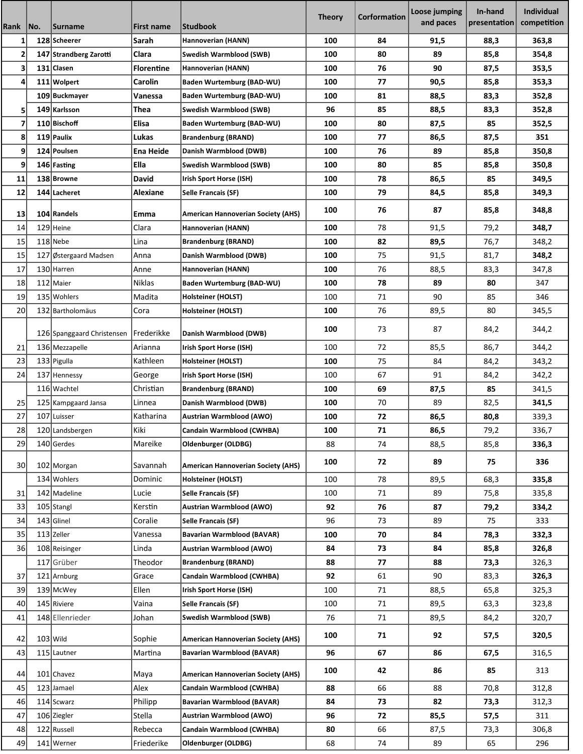| Rank | No. | Surname | First name | Studbook | Theory | Corformation | Loose jumping and paces | In-hand presentation | Individual competition |
|---|---|---|---|---|---|---|---|---|---|
| 1 | 128 | **Scheerer** | **Sarah** | **Hannoverian (HANN)** | **100** | **84** | **91,5** | **88,3** | **363,8** |
| 2 | 147 | **Strandberg Zarotti** | **Clara** | **Swedish Warmblood (SWB)** | **100** | **80** | **89** | **85,8** | **354,8** |
| 3 | 131 | **Clasen** | **Florentine** | **Hannoverian (HANN)** | **100** | **76** | **90** | **87,5** | **353,5** |
| 4 | 111 | **Wolpert** | **Carolin** | **Baden Wurtemburg (BAD-WU)** | **100** | **77** | **90,5** | **85,8** | **353,3** |
| | 109 | **Buckmayer** | **Vanessa** | **Baden Wurtemburg (BAD-WU)** | **100** | **81** | **88,5** | **83,3** | **352,8** |
| 5 | 149 | **Karlsson** | **Thea** | **Swedish Warmblood (SWB)** | **96** | **85** | **88,5** | **83,3** | **352,8** |
| 7 | 110 | **Bischoff** | **Elisa** | **Baden Wurtemburg (BAD-WU)** | **100** | **80** | **87,5** | **85** | **352,5** |
| 8 | 119 | **Paulix** | **Lukas** | **Brandenburg (BRAND)** | **100** | **77** | **86,5** | **87,5** | **351** |
| 9 | 124 | **Poulsen** | **Ena Heide** | **Danish Warmblood (DWB)** | **100** | **76** | **89** | **85,8** | **350,8** |
| 9 | 146 | **Fasting** | **Ella** | **Swedish Warmblood (SWB)** | **100** | **80** | **85** | **85,8** | **350,8** |
| 11 | 138 | **Browne** | **David** | **Irish Sport Horse (ISH)** | **100** | **78** | **86,5** | **85** | **349,5** |
| 12 | 144 | **Lacheret** | **Alexiane** | **Selle Francais (SF)** | **100** | **79** | **84,5** | **85,8** | **349,3** |
| 13 | 104 | **Randels** | **Emma** | **American Hannoverian Society (AHS)** | **100** | **76** | **87** | **85,8** | **348,8** |
| 14 | 129 | Heine | Clara | **Hannoverian (HANN)** | **100** | 78 | 91,5 | 79,2 | **348,7** |
| 15 | 118 | Nebe | Lina | **Brandenburg (BRAND)** | **100** | **82** | **89,5** | 76,7 | 348,2 |
| 15 | 127 | Østergaard Madsen | Anna | **Danish Warmblood (DWB)** | **100** | 75 | 91,5 | 81,7 | **348,2** |
| 17 | 130 | Harren | Anne | **Hannoverian (HANN)** | **100** | 76 | 88,5 | 83,3 | 347,8 |
| 18 | 112 | Maier | Niklas | **Baden Wurtemburg (BAD-WU)** | **100** | **78** | **89** | **80** | 347 |
| 19 | 135 | Wohlers | Madita | **Holsteiner (HOLST)** | 100 | 71 | 90 | 85 | 346 |
| 20 | 132 | Bartholomäus | Cora | **Holsteiner (HOLST)** | **100** | 76 | 89,5 | 80 | 345,5 |
| | 126 | Spanggaard Christensen | Frederikke | **Danish Warmblood (DWB)** | **100** | 73 | 87 | 84,2 | 344,2 |
| 21 | 136 | Mezzapelle | Arianna | **Irish Sport Horse (ISH)** | 100 | 72 | 85,5 | 86,7 | 344,2 |
| 23 | 133 | Pigulla | Kathleen | **Holsteiner (HOLST)** | **100** | 75 | 84 | 84,2 | 343,2 |
| 24 | 137 | Hennessy | George | **Irish Sport Horse (ISH)** | 100 | 67 | 91 | 84,2 | 342,2 |
| | 116 | Wachtel | Christian | **Brandenburg (BRAND)** | **100** | **69** | **87,5** | **85** | 341,5 |
| 25 | 125 | Kampgaard Jansa | Linnea | **Danish Warmblood (DWB)** | **100** | 70 | 89 | 82,5 | **341,5** |
| 27 | 107 | Luisser | Katharina | **Austrian Warmblood (AWO)** | **100** | **72** | **86,5** | **80,8** | 339,3 |
| 28 | 120 | Landsbergen | Kiki | **Candain Warmblood (CWHBA)** | **100** | **71** | **86,5** | 79,2 | 336,7 |
| 29 | 140 | Gerdes | Mareike | **Oldenburger (OLDBG)** | 88 | 74 | 88,5 | 85,8 | **336,3** |
| 30 | 102 | Morgan | Savannah | **American Hannoverian Society (AHS)** | **100** | **72** | **89** | **75** | **336** |
| | 134 | Wohlers | Dominic | **Holsteiner (HOLST)** | 100 | 78 | 89,5 | 68,3 | **335,8** |
| 31 | 142 | Madeline | Lucie | **Selle Francais (SF)** | 100 | 71 | 89 | 75,8 | 335,8 |
| 33 | 105 | Stangl | Kerstin | **Austrian Warmblood (AWO)** | **92** | **76** | **87** | **79,2** | **334,2** |
| 34 | 143 | Glinel | Coralie | **Selle Francais (SF)** | 96 | 73 | 89 | 75 | 333 |
| 35 | 113 | Zeller | Vanessa | **Bavarian Warmblood (BAVAR)** | **100** | **70** | **84** | **78,3** | **332,3** |
| 36 | 108 | Reisinger | Linda | **Austrian Warmblood (AWO)** | **84** | **73** | **84** | **85,8** | **326,8** |
| | 117 | Grüber | Theodor | **Brandenburg (BRAND)** | **88** | **77** | **88** | **73,3** | 326,3 |
| 37 | 121 | Arnburg | Grace | **Candain Warmblood (CWHBA)** | **92** | 61 | 90 | 83,3 | **326,3** |
| 39 | 139 | McWey | Ellen | **Irish Sport Horse (ISH)** | 100 | 71 | 88,5 | 65,8 | 325,3 |
| 40 | 145 | Riviere | Vaina | **Selle Francais (SF)** | 100 | 71 | 89,5 | 63,3 | 323,8 |
| 41 | 148 | Ellenrieder | Johan | **Swedish Warmblood (SWB)** | 76 | 71 | 89,5 | 84,2 | 320,7 |
| 42 | 103 | Wild | Sophie | **American Hannoverian Society (AHS)** | **100** | **71** | **92** | **57,5** | **320,5** |
| 43 | 115 | Lautner | Martina | **Bavarian Warmblood (BAVAR)** | **96** | **67** | **86** | **67,5** | **316,5** |
| 44 | 101 | Chavez | Maya | **American Hannoverian Society (AHS)** | **100** | **42** | **86** | **85** | 313 |
| 45 | 123 | Jamael | Alex | **Candain Warmblood (CWHBA)** | **88** | 66 | 88 | 70,8 | 312,8 |
| 46 | 114 | Scwarz | Philipp | **Bavarian Warmblood (BAVAR)** | **84** | **73** | **82** | **73,3** | 312,3 |
| 47 | 106 | Ziegler | Stella | **Austrian Warmblood (AWO)** | **96** | **72** | **85,5** | **57,5** | 311 |
| 48 | 122 | Russell | Rebecca | **Candain Warmblood (CWHBA)** | **80** | 66 | 87,5 | 73,3 | 306,8 |
| 49 | 141 | Werner | Friederike | **Oldenburger (OLDBG)** | 68 | 74 | 89 | 65 | 296 |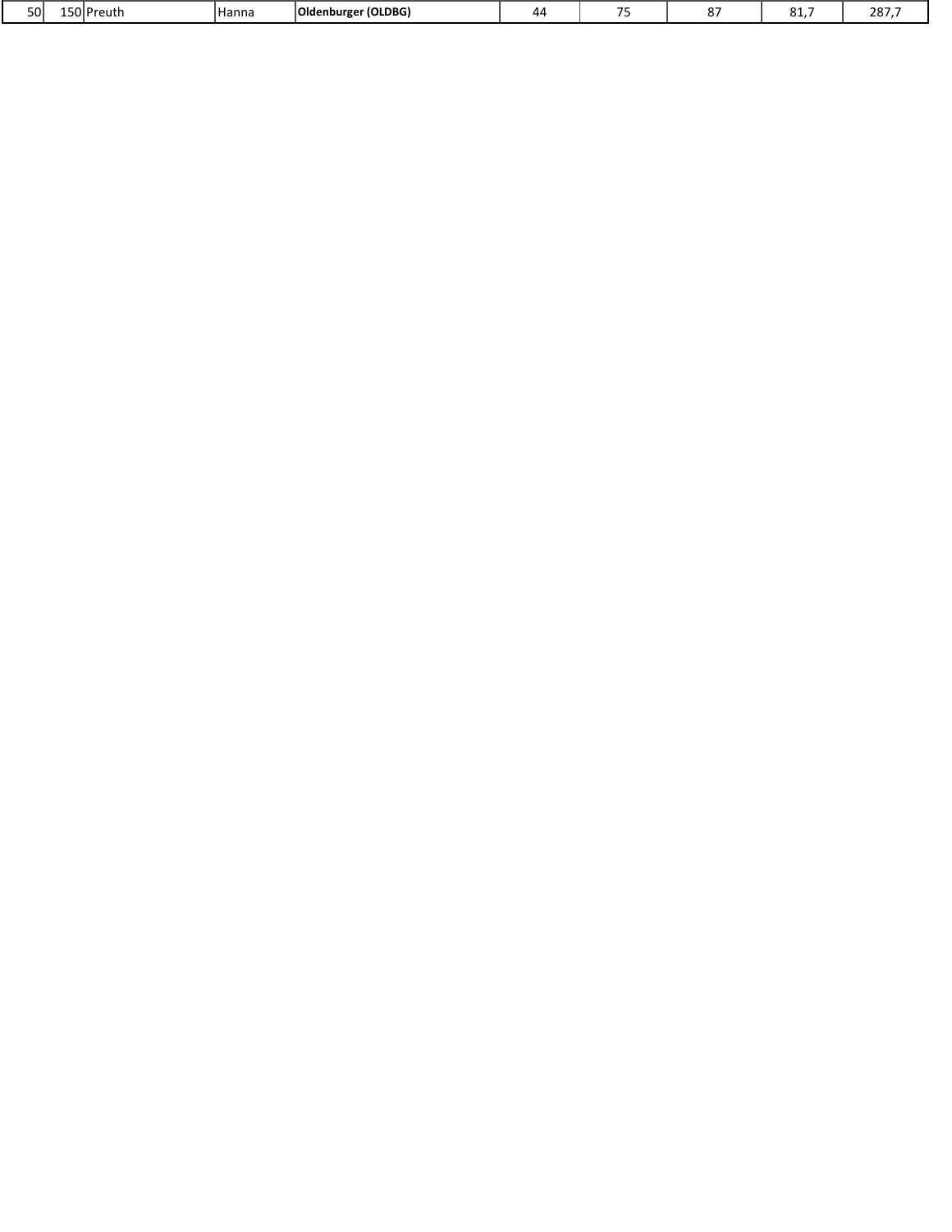| | | | | | | | | | |
|---|---|---|---|---|---|---|---|---|---|
| 50 | 150 | Preuth | Hanna | **Oldenburger (OLDBG)** | 44 | 75 | 87 | 81,7 | 287,7 |